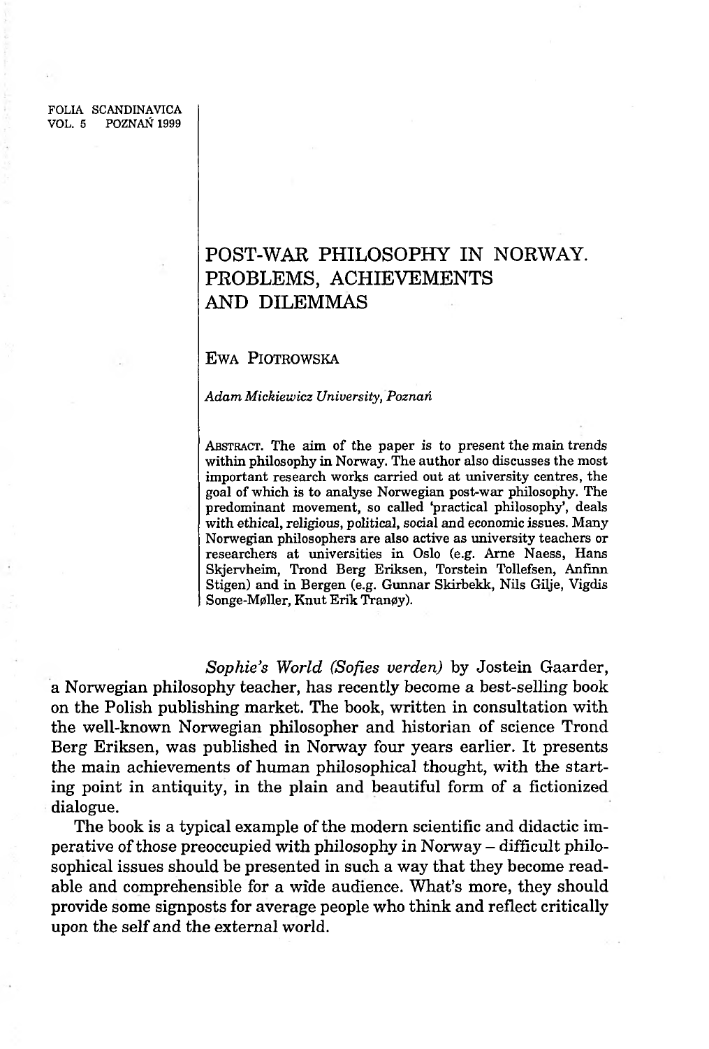FOLIA SCANDINAVICA
VOL. 5 POZNAŃ 1999

# POST-WAR PHILOSOPHY IN NORWAY. PROBLEMS, ACHIEVEMENTS AND DILEMMAS

Ewa Piotrowska

*Adam Mickiewicz University, Poznań*

ABSTRACT. The aim of the paper is to present the main trends within philosophy in Norway. The author also discusses the most important research works carried out at university centres, the goal of which is to analyse Norwegian post-war philosophy. The predominant movement, so called 'practical philosophy', deals with ethical, religious, political, social and economic issues. Many Norwegian philosophers are also active as university teachers or researchers at universities in Oslo (e.g. Arne Naess, Hans Skjervheim, Trond Berg Eriksen, Torstein Tollefsen, Anfinn Stigen) and in Bergen (e.g. Gunnar Skirbekk, Nils Gilje, Vigdis Songe-Møller, Knut Erik Tranøy).

*Sophie's World (Sofies verden)* by Jostein Gaarder, a Norwegian philosophy teacher, has recently become a best-selling book on the Polish publishing market. The book, written in consultation with the well-known Norwegian philosopher and historian of science Trond Berg Eriksen, was published in Norway four years earlier. It presents the main achievements of human philosophical thought, with the starting point in antiquity, in the plain and beautiful form of a fictionized dialogue.

The book is a typical example of the modern scientific and didactic imperative of those preoccupied with philosophy in Norway – difficult philosophical issues should be presented in such a way that they become readable and comprehensible for a wide audience. What's more, they should provide some signposts for average people who think and reflect critically upon the self and the external world.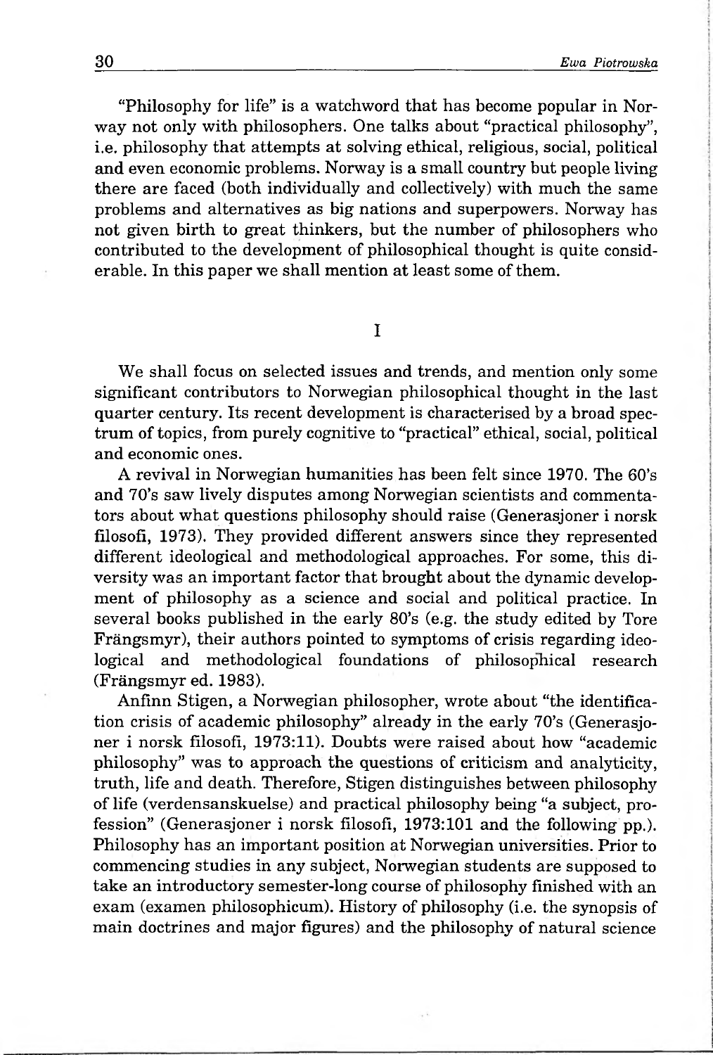"Philosophy for life" is a watchword that has become popular in Norway not only with philosophers. One talks about "practical philosophy", i.e. philosophy that attempts at solving ethical, religious, social, political and even economic problems. Norway is a small country but people living there are faced (both individually and collectively) with much the same problems and alternatives as big nations and superpowers. Norway has not given birth to great thinkers, but the number of philosophers who contributed to the development of philosophical thought is quite considerable. In this paper we shall mention at least some of them.

## I

We shall focus on selected issues and trends, and mention only some significant contributors to Norwegian philosophical thought in the last quarter century. Its recent development is characterised by a broad spectrum of topics, from purely cognitive to "practical" ethical, social, political and economic ones.

A revival in Norwegian humanities has been felt since 1970. The 60's and 70's saw lively disputes among Norwegian scientists and commentators about what questions philosophy should raise (Generasjoner i norsk filosofi, 1973). They provided different answers since they represented different ideological and methodological approaches. For some, this diversity was an important factor that brought about the dynamic development of philosophy as a science and social and political practice. In several books published in the early 80's (e.g. the study edited by Tore Frängsmyr), their authors pointed to symptoms of crisis regarding ideological and methodological foundations of philosophical research (Frängsmyr ed. 1983).

Anfinn Stigen, a Norwegian philosopher, wrote about "the identification crisis of academic philosophy" already in the early 70's (Generasjoner i norsk filosofi, 1973:11). Doubts were raised about how "academic philosophy" was to approach the questions of criticism and analyticity, truth, life and death. Therefore, Stigen distinguishes between philosophy of life (verdensanskuelse) and practical philosophy being "a subject, profession" (Generasjoner i norsk filosofi, 1973:101 and the following pp.). Philosophy has an important position at Norwegian universities. Prior to commencing studies in any subject, Norwegian students are supposed to take an introductory semester-long course of philosophy finished with an exam (examen philosophicum). History of philosophy (i.e. the synopsis of main doctrines and major figures) and the philosophy of natural science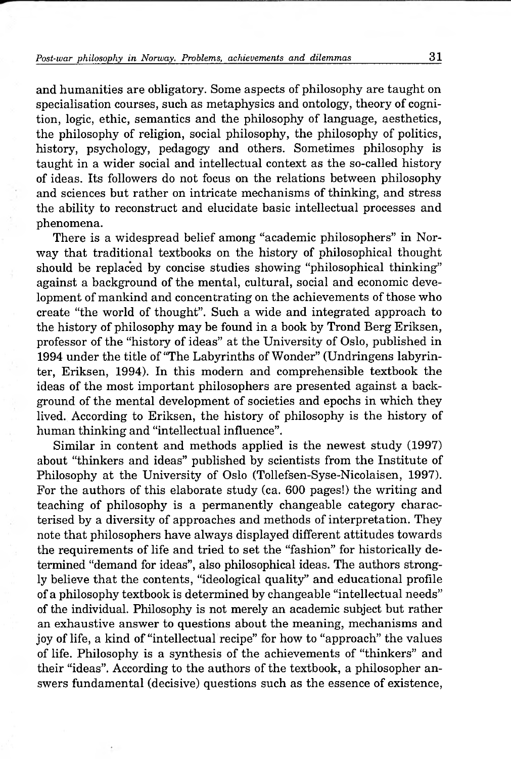and humanities are obligatory. Some aspects of philosophy are taught on specialisation courses, such as metaphysics and ontology, theory of cognition, logic, ethic, semantics and the philosophy of language, aesthetics, the philosophy of religion, social philosophy, the philosophy of politics, history, psychology, pedagogy and others. Sometimes philosophy is taught in a wider social and intellectual context as the so-called history of ideas. Its followers do not focus on the relations between philosophy and sciences but rather on intricate mechanisms of thinking, and stress the ability to reconstruct and elucidate basic intellectual processes and phenomena.

There is a widespread belief among "academic philosophers" in Norway that traditional textbooks on the history of philosophical thought should be replaced by concise studies showing "philosophical thinking" against a background of the mental, cultural, social and economic development of mankind and concentrating on the achievements of those who create "the world of thought". Such a wide and integrated approach to the history of philosophy may be found in a book by Trond Berg Eriksen, professor of the "history of ideas" at the University of Oslo, published in 1994 under the title of "The Labyrinths of Wonder" (Undringens labyrinter, Eriksen, 1994). In this modern and comprehensible textbook the ideas of the most important philosophers are presented against a background of the mental development of societies and epochs in which they lived. According to Eriksen, the history of philosophy is the history of human thinking and "intellectual influence".

Similar in content and methods applied is the newest study (1997) about "thinkers and ideas" published by scientists from the Institute of Philosophy at the University of Oslo (Tollefsen-Syse-Nicolaisen, 1997). For the authors of this elaborate study (ca. 600 pages!) the writing and teaching of philosophy is a permanently changeable category characterised by a diversity of approaches and methods of interpretation. They note that philosophers have always displayed different attitudes towards the requirements of life and tried to set the "fashion" for historically determined "demand for ideas", also philosophical ideas. The authors strongly believe that the contents, "ideological quality" and educational profile of a philosophy textbook is determined by changeable "intellectual needs" of the individual. Philosophy is not merely an academic subject but rather an exhaustive answer to questions about the meaning, mechanisms and joy of life, a kind of "intellectual recipe" for how to "approach" the values of life. Philosophy is a synthesis of the achievements of "thinkers" and their "ideas". According to the authors of the textbook, a philosopher answers fundamental (decisive) questions such as the essence of existence,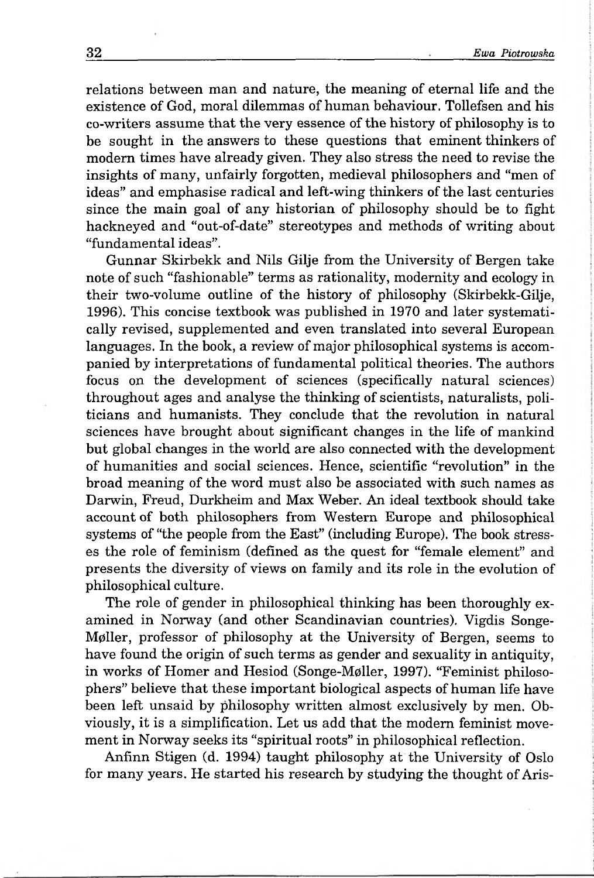relations between man and nature, the meaning of eternal life and the existence of God, moral dilemmas of human behaviour. Tollefsen and his co-writers assume that the very essence of the history of philosophy is to be sought in the answers to these questions that eminent thinkers of modern times have already given. They also stress the need to revise the insights of many, unfairly forgotten, medieval philosophers and "men of ideas" and emphasise radical and left-wing thinkers of the last centuries since the main goal of any historian of philosophy should be to fight hackneyed and "out-of-date" stereotypes and methods of writing about "fundamental ideas".

Gunnar Skirbekk and Nils Gilje from the University of Bergen take note of such "fashionable" terms as rationality, modernity and ecology in their two-volume outline of the history of philosophy (Skirbekk-Gilje, 1996). This concise textbook was published in 1970 and later systematically revised, supplemented and even translated into several European languages. In the book, a review of major philosophical systems is accompanied by interpretations of fundamental political theories. The authors focus on the development of sciences (specifically natural sciences) throughout ages and analyse the thinking of scientists, naturalists, politicians and humanists. They conclude that the revolution in natural sciences have brought about significant changes in the life of mankind but global changes in the world are also connected with the development of humanities and social sciences. Hence, scientific "revolution" in the broad meaning of the word must also be associated with such names as Darwin, Freud, Durkheim and Max Weber. An ideal textbook should take account of both philosophers from Western Europe and philosophical systems of "the people from the East" (including Europe). The book stresses the role of feminism (defined as the quest for "female element" and presents the diversity of views on family and its role in the evolution of philosophical culture.

The role of gender in philosophical thinking has been thoroughly examined in Norway (and other Scandinavian countries). Vigdis Songe-Møller, professor of philosophy at the University of Bergen, seems to have found the origin of such terms as gender and sexuality in antiquity, in works of Homer and Hesiod (Songe-Møller, 1997). "Feminist philosophers" believe that these important biological aspects of human life have been left unsaid by philosophy written almost exclusively by men. Obviously, it is a simplification. Let us add that the modern feminist movement in Norway seeks its "spiritual roots" in philosophical reflection.

Anfinn Stigen (d. 1994) taught philosophy at the University of Oslo for many years. He started his research by studying the thought of Aris-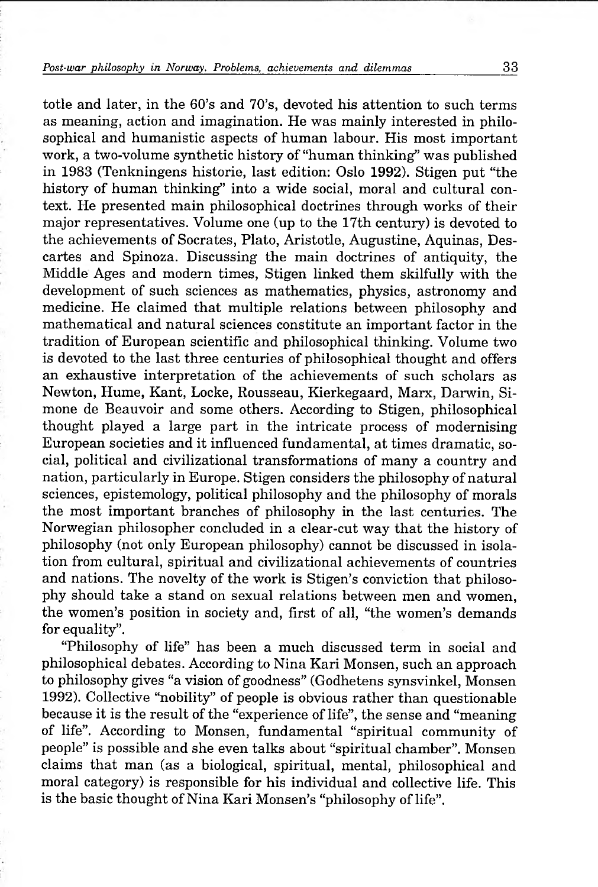totle and later, in the 60's and 70's, devoted his attention to such terms as meaning, action and imagination. He was mainly interested in philosophical and humanistic aspects of human labour. His most important work, a two-volume synthetic history of "human thinking" was published in 1983 (Tenkningens historie, last edition: Oslo 1992). Stigen put "the history of human thinking" into a wide social, moral and cultural context. He presented main philosophical doctrines through works of their major representatives. Volume one (up to the 17th century) is devoted to the achievements of Socrates, Plato, Aristotle, Augustine, Aquinas, Descartes and Spinoza. Discussing the main doctrines of antiquity, the Middle Ages and modern times, Stigen linked them skilfully with the development of such sciences as mathematics, physics, astronomy and medicine. He claimed that multiple relations between philosophy and mathematical and natural sciences constitute an important factor in the tradition of European scientific and philosophical thinking. Volume two is devoted to the last three centuries of philosophical thought and offers an exhaustive interpretation of the achievements of such scholars as Newton, Hume, Kant, Locke, Rousseau, Kierkegaard, Marx, Darwin, Simone de Beauvoir and some others. According to Stigen, philosophical thought played a large part in the intricate process of modernising European societies and it influenced fundamental, at times dramatic, social, political and civilizational transformations of many a country and nation, particularly in Europe. Stigen considers the philosophy of natural sciences, epistemology, political philosophy and the philosophy of morals the most important branches of philosophy in the last centuries. The Norwegian philosopher concluded in a clear-cut way that the history of philosophy (not only European philosophy) cannot be discussed in isolation from cultural, spiritual and civilizational achievements of countries and nations. The novelty of the work is Stigen's conviction that philosophy should take a stand on sexual relations between men and women, the women's position in society and, first of all, "the women's demands for equality".

"Philosophy of life" has been a much discussed term in social and philosophical debates. According to Nina Kari Monsen, such an approach to philosophy gives "a vision of goodness" (Godhetens synsvinkel, Monsen 1992). Collective "nobility" of people is obvious rather than questionable because it is the result of the "experience of life", the sense and "meaning of life". According to Monsen, fundamental "spiritual community of people" is possible and she even talks about "spiritual chamber". Monsen claims that man (as a biological, spiritual, mental, philosophical and moral category) is responsible for his individual and collective life. This is the basic thought of Nina Kari Monsen's "philosophy of life".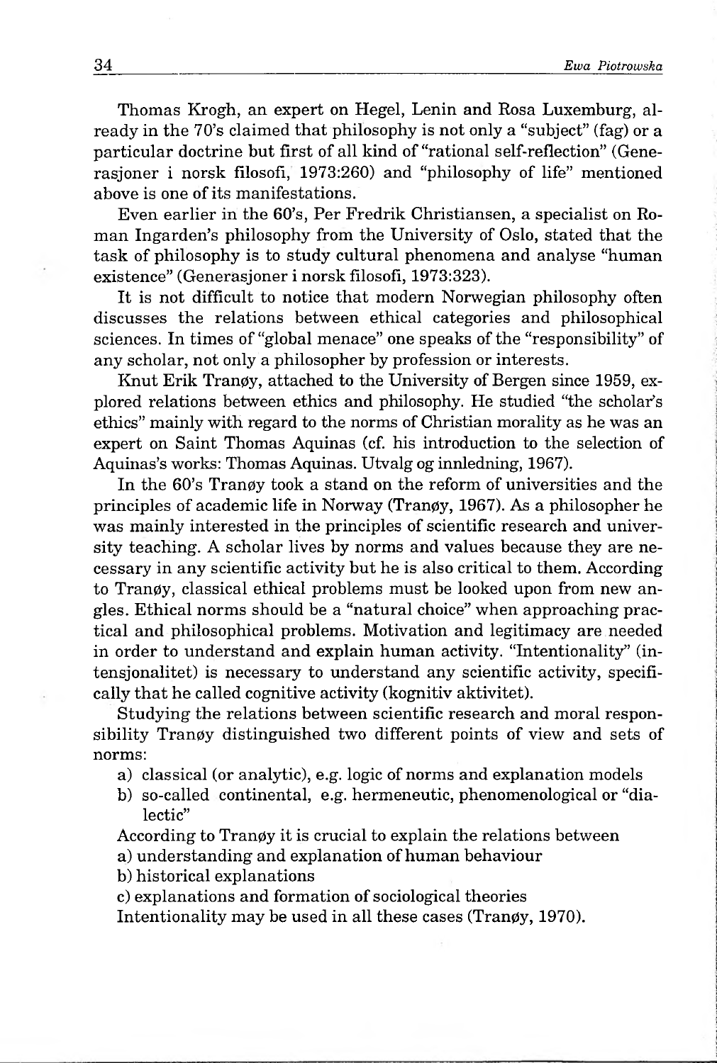Thomas Krogh, an expert on Hegel, Lenin and Rosa Luxemburg, already in the 70's claimed that philosophy is not only a "subject" (fag) or a particular doctrine but first of all kind of "rational self-reflection" (Generasjoner i norsk filosofi, 1973:260) and "philosophy of life" mentioned above is one of its manifestations.

Even earlier in the 60's, Per Fredrik Christiansen, a specialist on Roman Ingarden's philosophy from the University of Oslo, stated that the task of philosophy is to study cultural phenomena and analyse "human existence" (Generasjoner i norsk filosofi, 1973:323).

It is not difficult to notice that modern Norwegian philosophy often discusses the relations between ethical categories and philosophical sciences. In times of "global menace" one speaks of the "responsibility" of any scholar, not only a philosopher by profession or interests.

Knut Erik Tranøy, attached to the University of Bergen since 1959, explored relations between ethics and philosophy. He studied "the scholar's ethics" mainly with regard to the norms of Christian morality as he was an expert on Saint Thomas Aquinas (cf. his introduction to the selection of Aquinas's works: Thomas Aquinas. Utvalg og innledning, 1967).

In the 60's Tranøy took a stand on the reform of universities and the principles of academic life in Norway (Tranøy, 1967). As a philosopher he was mainly interested in the principles of scientific research and university teaching. A scholar lives by norms and values because they are necessary in any scientific activity but he is also critical to them. According to Tranøy, classical ethical problems must be looked upon from new angles. Ethical norms should be a "natural choice" when approaching practical and philosophical problems. Motivation and legitimacy are needed in order to understand and explain human activity. "Intentionality" (intensjonalitet) is necessary to understand any scientific activity, specifically that he called cognitive activity (kognitiv aktivitet).

Studying the relations between scientific research and moral responsibility Tranøy distinguished two different points of view and sets of norms:

a) classical (or analytic), e.g. logic of norms and explanation models
b) so-called continental, e.g. hermeneutic, phenomenological or "dialectic"

According to Tranøy it is crucial to explain the relations between

a) understanding and explanation of human behaviour
b) historical explanations
c) explanations and formation of sociological theories

Intentionality may be used in all these cases (Tranøy, 1970).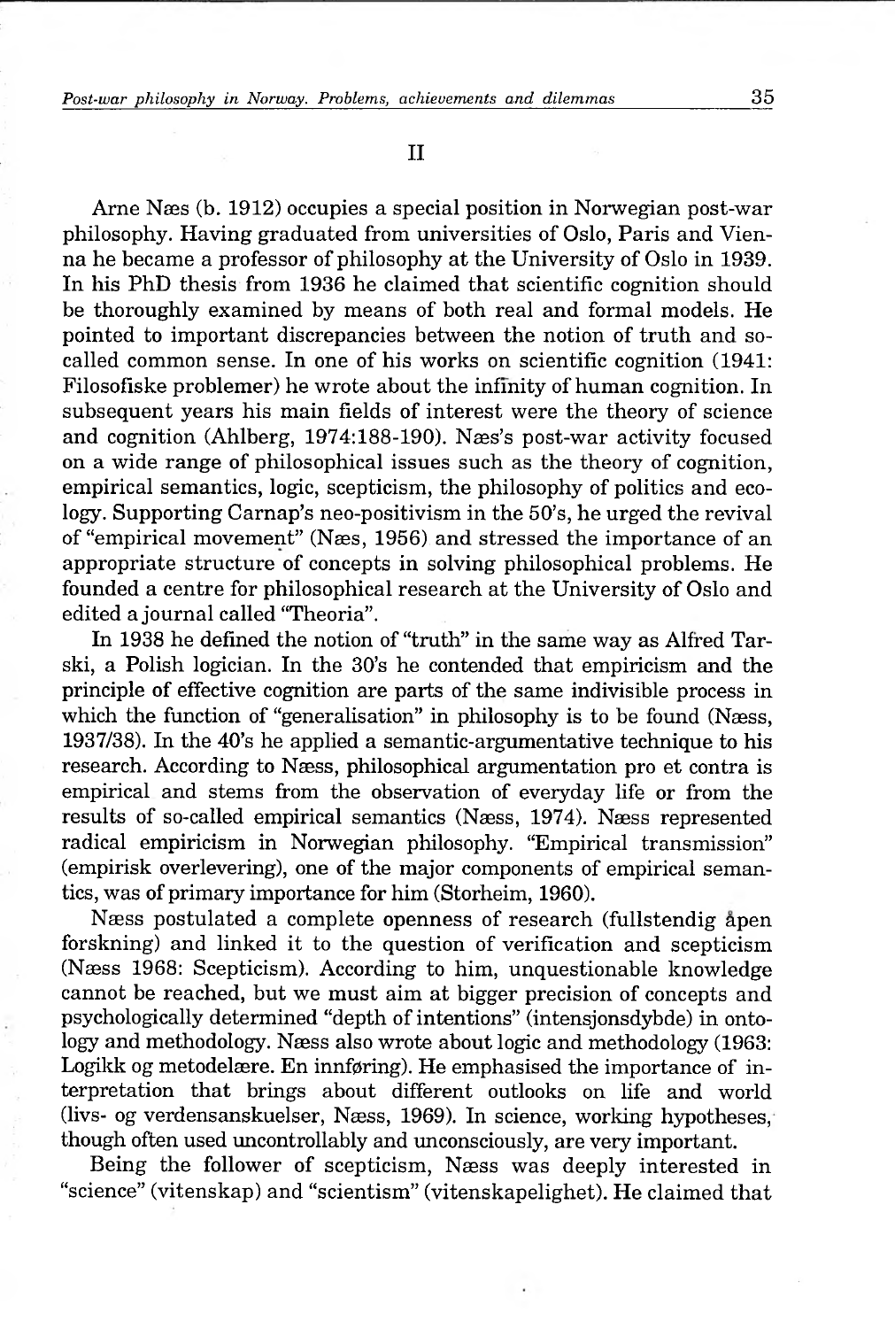## II

Arne Næs (b. 1912) occupies a special position in Norwegian post-war philosophy. Having graduated from universities of Oslo, Paris and Vienna he became a professor of philosophy at the University of Oslo in 1939. In his PhD thesis from 1936 he claimed that scientific cognition should be thoroughly examined by means of both real and formal models. He pointed to important discrepancies between the notion of truth and so-called common sense. In one of his works on scientific cognition (1941: Filosofiske problemer) he wrote about the infinity of human cognition. In subsequent years his main fields of interest were the theory of science and cognition (Ahlberg, 1974:188-190). Næs's post-war activity focused on a wide range of philosophical issues such as the theory of cognition, empirical semantics, logic, scepticism, the philosophy of politics and ecology. Supporting Carnap's neo-positivism in the 50's, he urged the revival of "empirical movement" (Næs, 1956) and stressed the importance of an appropriate structure of concepts in solving philosophical problems. He founded a centre for philosophical research at the University of Oslo and edited a journal called "Theoria".

In 1938 he defined the notion of "truth" in the same way as Alfred Tarski, a Polish logician. In the 30's he contended that empiricism and the principle of effective cognition are parts of the same indivisible process in which the function of "generalisation" in philosophy is to be found (Næss, 1937/38). In the 40's he applied a semantic-argumentative technique to his research. According to Næss, philosophical argumentation pro et contra is empirical and stems from the observation of everyday life or from the results of so-called empirical semantics (Næss, 1974). Næss represented radical empiricism in Norwegian philosophy. "Empirical transmission" (empirisk overlevering), one of the major components of empirical semantics, was of primary importance for him (Storheim, 1960).

Næss postulated a complete openness of research (fullstendig åpen forskning) and linked it to the question of verification and scepticism (Næss 1968: Scepticism). According to him, unquestionable knowledge cannot be reached, but we must aim at bigger precision of concepts and psychologically determined "depth of intentions" (intensjonsdybde) in ontology and methodology. Næss also wrote about logic and methodology (1963: Logikk og metodelære. En innføring). He emphasised the importance of interpretation that brings about different outlooks on life and world (livs- og verdensanskuelser, Næss, 1969). In science, working hypotheses, though often used uncontrollably and unconsciously, are very important.

Being the follower of scepticism, Næss was deeply interested in "science" (vitenskap) and "scientism" (vitenskapelighet). He claimed that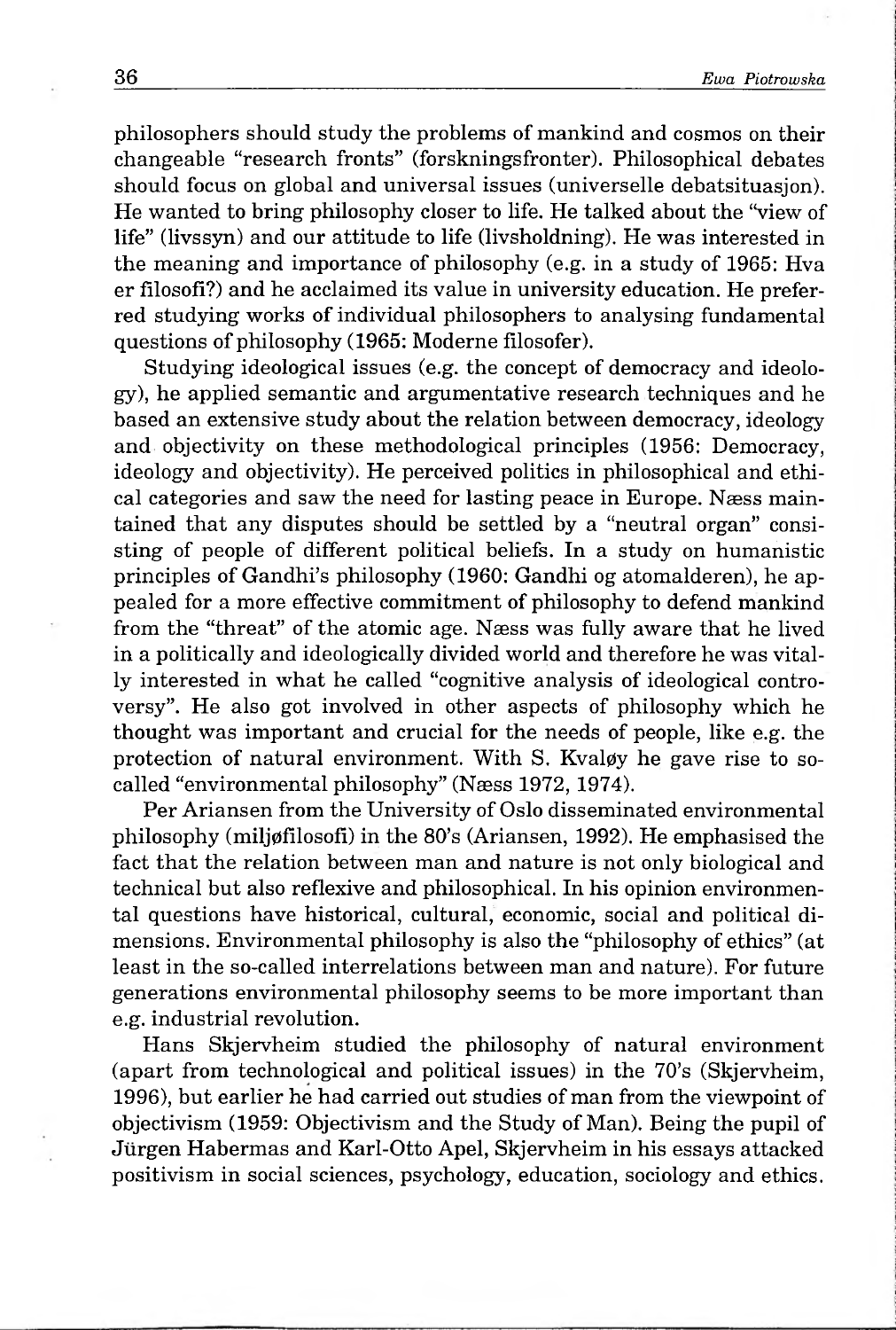philosophers should study the problems of mankind and cosmos on their changeable "research fronts" (forskningsfronter). Philosophical debates should focus on global and universal issues (universelle debatsituasjon). He wanted to bring philosophy closer to life. He talked about the "view of life" (livssyn) and our attitude to life (livsholdning). He was interested in the meaning and importance of philosophy (e.g. in a study of 1965: Hva er filosofi?) and he acclaimed its value in university education. He preferred studying works of individual philosophers to analysing fundamental questions of philosophy (1965: Moderne filosofer).

Studying ideological issues (e.g. the concept of democracy and ideology), he applied semantic and argumentative research techniques and he based an extensive study about the relation between democracy, ideology and objectivity on these methodological principles (1956: Democracy, ideology and objectivity). He perceived politics in philosophical and ethical categories and saw the need for lasting peace in Europe. Næss maintained that any disputes should be settled by a "neutral organ" consisting of people of different political beliefs. In a study on humanistic principles of Gandhi's philosophy (1960: Gandhi og atomalderen), he appealed for a more effective commitment of philosophy to defend mankind from the "threat" of the atomic age. Næss was fully aware that he lived in a politically and ideologically divided world and therefore he was vitally interested in what he called "cognitive analysis of ideological controversy". He also got involved in other aspects of philosophy which he thought was important and crucial for the needs of people, like e.g. the protection of natural environment. With S. Kvaløy he gave rise to so-called "environmental philosophy" (Næss 1972, 1974).

Per Ariansen from the University of Oslo disseminated environmental philosophy (miljøfilosofi) in the 80's (Ariansen, 1992). He emphasised the fact that the relation between man and nature is not only biological and technical but also reflexive and philosophical. In his opinion environmental questions have historical, cultural, economic, social and political dimensions. Environmental philosophy is also the "philosophy of ethics" (at least in the so-called interrelations between man and nature). For future generations environmental philosophy seems to be more important than e.g. industrial revolution.

Hans Skjervheim studied the philosophy of natural environment (apart from technological and political issues) in the 70's (Skjervheim, 1996), but earlier he had carried out studies of man from the viewpoint of objectivism (1959: Objectivism and the Study of Man). Being the pupil of Jürgen Habermas and Karl-Otto Apel, Skjervheim in his essays attacked positivism in social sciences, psychology, education, sociology and ethics.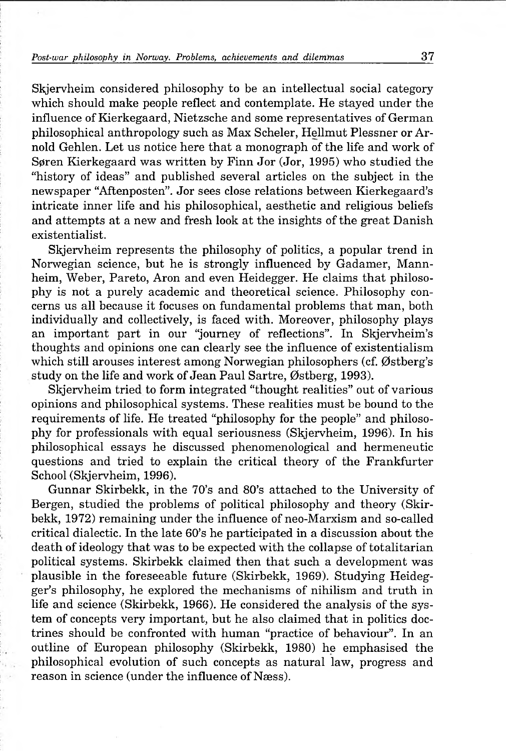Skjervheim considered philosophy to be an intellectual social category which should make people reflect and contemplate. He stayed under the influence of Kierkegaard, Nietzsche and some representatives of German philosophical anthropology such as Max Scheler, Hellmut Plessner or Arnold Gehlen. Let us notice here that a monograph of the life and work of Søren Kierkegaard was written by Finn Jor (Jor, 1995) who studied the "history of ideas" and published several articles on the subject in the newspaper "Aftenposten". Jor sees close relations between Kierkegaard's intricate inner life and his philosophical, aesthetic and religious beliefs and attempts at a new and fresh look at the insights of the great Danish existentialist.

Skjervheim represents the philosophy of politics, a popular trend in Norwegian science, but he is strongly influenced by Gadamer, Mannheim, Weber, Pareto, Aron and even Heidegger. He claims that philosophy is not a purely academic and theoretical science. Philosophy concerns us all because it focuses on fundamental problems that man, both individually and collectively, is faced with. Moreover, philosophy plays an important part in our "journey of reflections". In Skjervheim's thoughts and opinions one can clearly see the influence of existentialism which still arouses interest among Norwegian philosophers (cf. Østberg's study on the life and work of Jean Paul Sartre, Østberg, 1993).

Skjervheim tried to form integrated "thought realities" out of various opinions and philosophical systems. These realities must be bound to the requirements of life. He treated "philosophy for the people" and philosophy for professionals with equal seriousness (Skjervheim, 1996). In his philosophical essays he discussed phenomenological and hermeneutic questions and tried to explain the critical theory of the Frankfurter School (Skjervheim, 1996).

Gunnar Skirbekk, in the 70's and 80's attached to the University of Bergen, studied the problems of political philosophy and theory (Skirbekk, 1972) remaining under the influence of neo-Marxism and so-called critical dialectic. In the late 60's he participated in a discussion about the death of ideology that was to be expected with the collapse of totalitarian political systems. Skirbekk claimed then that such a development was plausible in the foreseeable future (Skirbekk, 1969). Studying Heidegger's philosophy, he explored the mechanisms of nihilism and truth in life and science (Skirbekk, 1966). He considered the analysis of the system of concepts very important, but he also claimed that in politics doctrines should be confronted with human "practice of behaviour". In an outline of European philosophy (Skirbekk, 1980) he emphasised the philosophical evolution of such concepts as natural law, progress and reason in science (under the influence of Næss).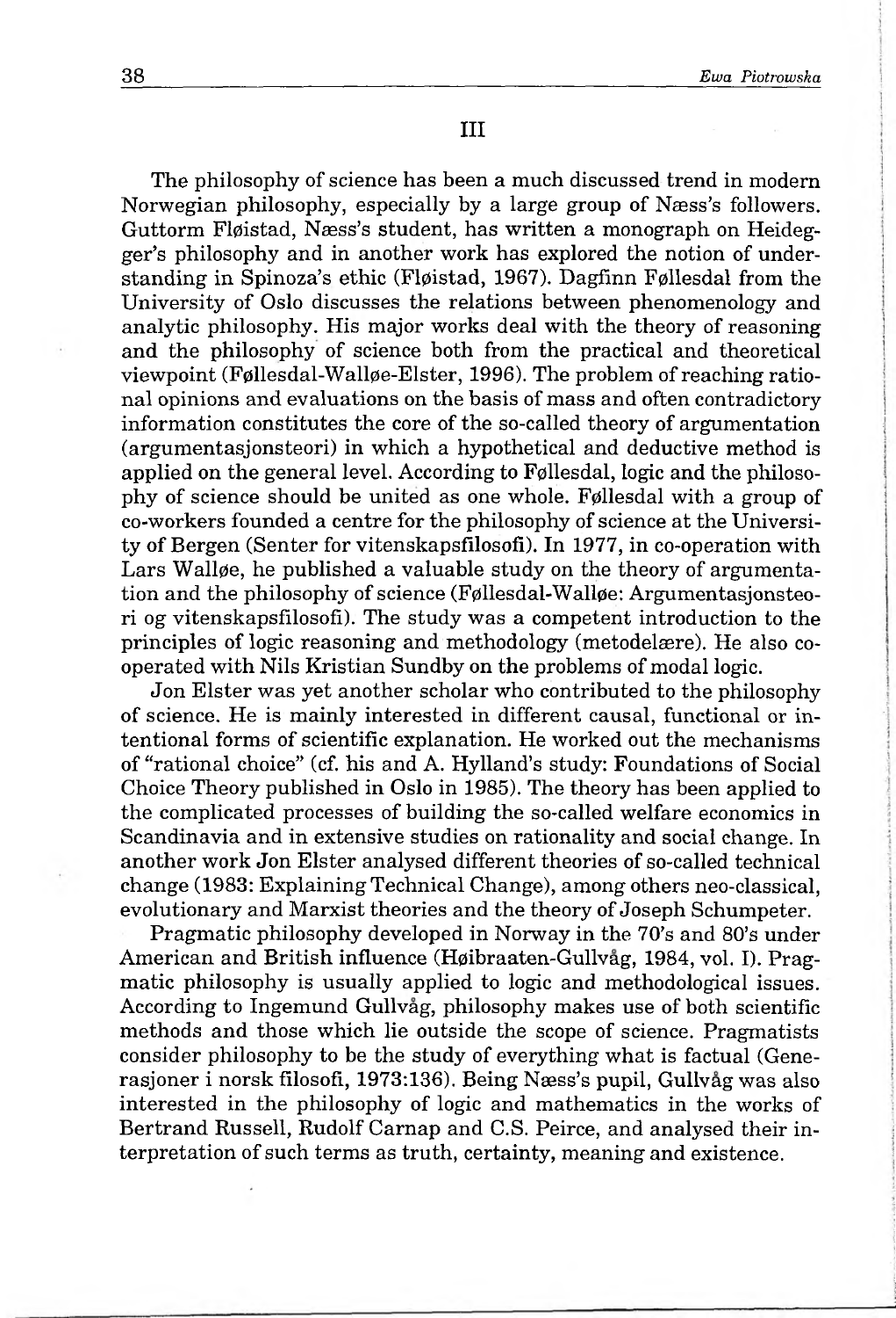## III

The philosophy of science has been a much discussed trend in modern Norwegian philosophy, especially by a large group of Næss's followers. Guttorm Fløistad, Næss's student, has written a monograph on Heidegger's philosophy and in another work has explored the notion of understanding in Spinoza's ethic (Fløistad, 1967). Dagfinn Føllesdal from the University of Oslo discusses the relations between phenomenology and analytic philosophy. His major works deal with the theory of reasoning and the philosophy of science both from the practical and theoretical viewpoint (Føllesdal-Walløe-Elster, 1996). The problem of reaching rational opinions and evaluations on the basis of mass and often contradictory information constitutes the core of the so-called theory of argumentation (argumentasjonsteori) in which a hypothetical and deductive method is applied on the general level. According to Føllesdal, logic and the philosophy of science should be united as one whole. Føllesdal with a group of co-workers founded a centre for the philosophy of science at the University of Bergen (Senter for vitenskapsfilosofi). In 1977, in co-operation with Lars Walløe, he published a valuable study on the theory of argumentation and the philosophy of science (Føllesdal-Walløe: Argumentasjonsteori og vitenskapsfilosofi). The study was a competent introduction to the principles of logic reasoning and methodology (metodelære). He also co-operated with Nils Kristian Sundby on the problems of modal logic.

Jon Elster was yet another scholar who contributed to the philosophy of science. He is mainly interested in different causal, functional or intentional forms of scientific explanation. He worked out the mechanisms of "rational choice" (cf. his and A. Hylland's study: Foundations of Social Choice Theory published in Oslo in 1985). The theory has been applied to the complicated processes of building the so-called welfare economics in Scandinavia and in extensive studies on rationality and social change. In another work Jon Elster analysed different theories of so-called technical change (1983: Explaining Technical Change), among others neo-classical, evolutionary and Marxist theories and the theory of Joseph Schumpeter.

Pragmatic philosophy developed in Norway in the 70's and 80's under American and British influence (Høibraaten-Gullvåg, 1984, vol. I). Pragmatic philosophy is usually applied to logic and methodological issues. According to Ingemund Gullvåg, philosophy makes use of both scientific methods and those which lie outside the scope of science. Pragmatists consider philosophy to be the study of everything what is factual (Generasjoner i norsk filosofi, 1973:136). Being Næss's pupil, Gullvåg was also interested in the philosophy of logic and mathematics in the works of Bertrand Russell, Rudolf Carnap and C.S. Peirce, and analysed their interpretation of such terms as truth, certainty, meaning and existence.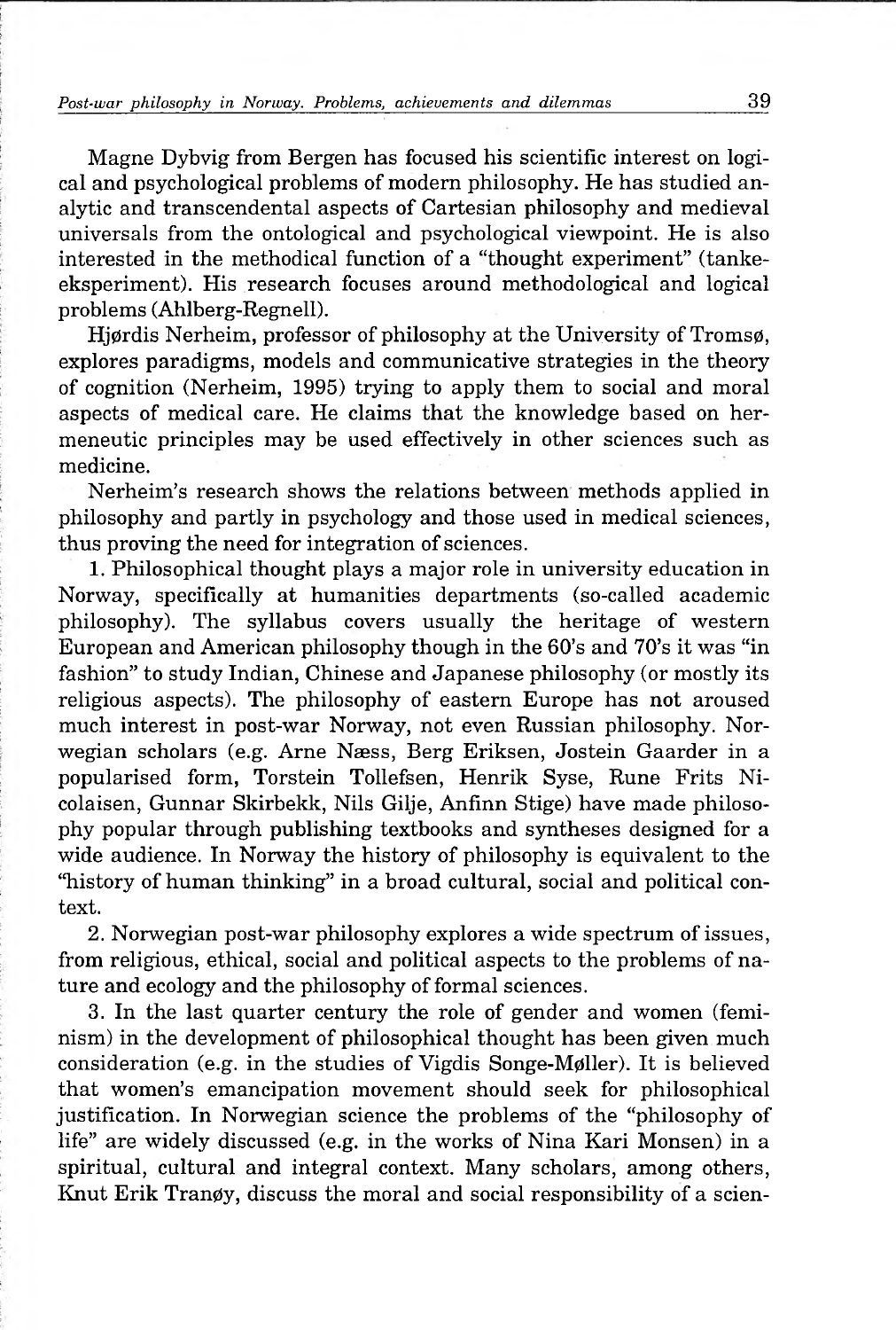Magne Dybvig from Bergen has focused his scientific interest on logical and psychological problems of modern philosophy. He has studied analytic and transcendental aspects of Cartesian philosophy and medieval universals from the ontological and psychological viewpoint. He is also interested in the methodical function of a "thought experiment" (tankeeksperiment). His research focuses around methodological and logical problems (Ahlberg-Regnell).

Hjørdis Nerheim, professor of philosophy at the University of Tromsø, explores paradigms, models and communicative strategies in the theory of cognition (Nerheim, 1995) trying to apply them to social and moral aspects of medical care. He claims that the knowledge based on hermeneutic principles may be used effectively in other sciences such as medicine.

Nerheim's research shows the relations between methods applied in philosophy and partly in psychology and those used in medical sciences, thus proving the need for integration of sciences.

1. Philosophical thought plays a major role in university education in Norway, specifically at humanities departments (so-called academic philosophy). The syllabus covers usually the heritage of western European and American philosophy though in the 60's and 70's it was "in fashion" to study Indian, Chinese and Japanese philosophy (or mostly its religious aspects). The philosophy of eastern Europe has not aroused much interest in post-war Norway, not even Russian philosophy. Norwegian scholars (e.g. Arne Næss, Berg Eriksen, Jostein Gaarder in a popularised form, Torstein Tollefsen, Henrik Syse, Rune Frits Nicolaisen, Gunnar Skirbekk, Nils Gilje, Anfinn Stige) have made philosophy popular through publishing textbooks and syntheses designed for a wide audience. In Norway the history of philosophy is equivalent to the "history of human thinking" in a broad cultural, social and political context.

2. Norwegian post-war philosophy explores a wide spectrum of issues, from religious, ethical, social and political aspects to the problems of nature and ecology and the philosophy of formal sciences.

3. In the last quarter century the role of gender and women (feminism) in the development of philosophical thought has been given much consideration (e.g. in the studies of Vigdis Songe-Møller). It is believed that women's emancipation movement should seek for philosophical justification. In Norwegian science the problems of the "philosophy of life" are widely discussed (e.g. in the works of Nina Kari Monsen) in a spiritual, cultural and integral context. Many scholars, among others, Knut Erik Tranøy, discuss the moral and social responsibility of a scien-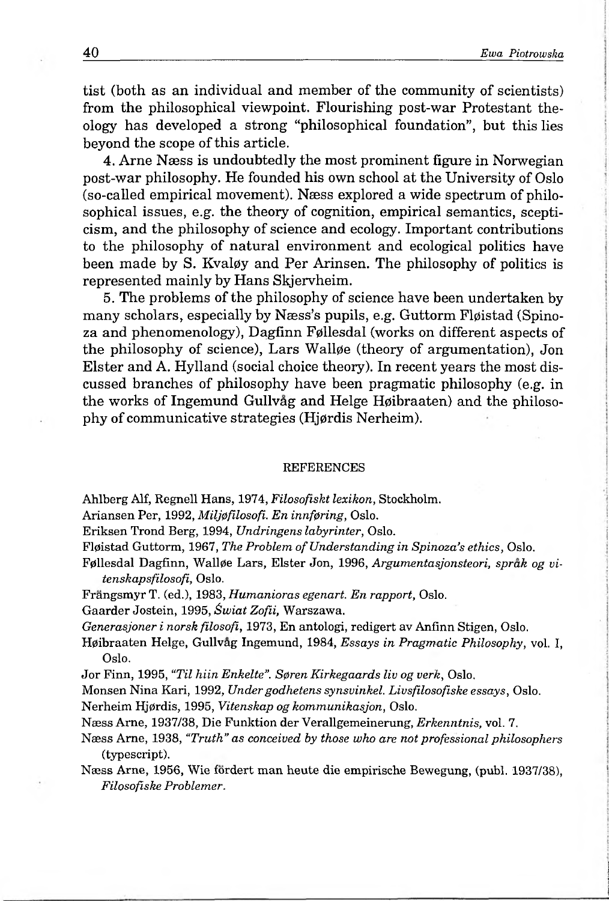tist (both as an individual and member of the community of scientists) from the philosophical viewpoint. Flourishing post-war Protestant theology has developed a strong "philosophical foundation", but this lies beyond the scope of this article.

4. Arne Næss is undoubtedly the most prominent figure in Norwegian post-war philosophy. He founded his own school at the University of Oslo (so-called empirical movement). Næss explored a wide spectrum of philosophical issues, e.g. the theory of cognition, empirical semantics, scepticism, and the philosophy of science and ecology. Important contributions to the philosophy of natural environment and ecological politics have been made by S. Kvaløy and Per Arinsen. The philosophy of politics is represented mainly by Hans Skjervheim.

5. The problems of the philosophy of science have been undertaken by many scholars, especially by Næss's pupils, e.g. Guttorm Fløistad (Spinoza and phenomenology), Dagfinn Føllesdal (works on different aspects of the philosophy of science), Lars Walløe (theory of argumentation), Jon Elster and A. Hylland (social choice theory). In recent years the most discussed branches of philosophy have been pragmatic philosophy (e.g. in the works of Ingemund Gullvåg and Helge Høibraaten) and the philosophy of communicative strategies (Hjørdis Nerheim).

## REFERENCES

Ahlberg Alf, Regnell Hans, 1974, *Filosofiskt lexikon*, Stockholm.

Ariansen Per, 1992, *Miljøfilosofi. En innføring*, Oslo.

Eriksen Trond Berg, 1994, *Undringens labyrinter*, Oslo.

Fløistad Guttorm, 1967, *The Problem of Understanding in Spinoza's ethics*, Oslo.

Føllesdal Dagfinn, Walløe Lars, Elster Jon, 1996, *Argumentasjonsteori, språk og vitenskapsfilosofi*, Oslo.

Frängsmyr T. (ed.), 1983, *Humanioras egenart. En rapport*, Oslo.

Gaarder Jostein, 1995, *Świat Zofii*, Warszawa.

*Generasjoner i norsk filosofi*, 1973, En antologi, redigert av Anfinn Stigen, Oslo.

Høibraaten Helge, Gullvåg Ingemund, 1984, *Essays in Pragmatic Philosophy*, vol. I, Oslo.

Jor Finn, 1995, *"Til hiin Enkelte". Søren Kirkegaards liv og verk*, Oslo.

Monsen Nina Kari, 1992, *Under godhetens synsvinkel. Livsfilosofiske essays*, Oslo.

Nerheim Hjørdis, 1995, *Vitenskap og kommunikasjon*, Oslo.

Næss Arne, 1937/38, Die Funktion der Verallgemeinerung, *Erkenntnis*, vol. 7.

Næss Arne, 1938, *"Truth" as conceived by those who are not professional philosophers* (typescript).

Næss Arne, 1956, Wie fördert man heute die empirische Bewegung, (publ. 1937/38), *Filosofiske Problemer*.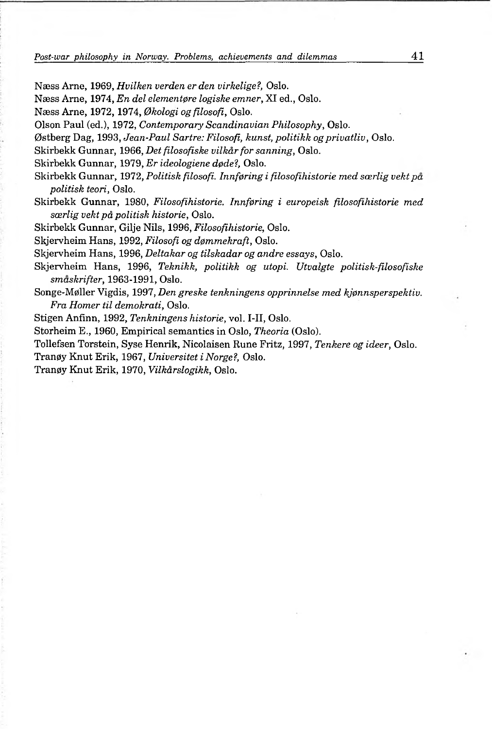Næss Arne, 1969, *Hvilken verden er den virkelige?*, Oslo.

Næss Arne, 1974, *En del elementøre logiske emner*, XI ed., Oslo.

Næss Arne, 1972, 1974, *Økologi og filosofi*, Oslo.

Olson Paul (ed.), 1972, *Contemporary Scandinavian Philosophy*, Oslo.

Østberg Dag, 1993, *Jean-Paul Sartre: Filosofi, kunst, politikk og privatliv*, Oslo.

Skirbekk Gunnar, 1966, *Det filosofiske vilkår for sanning*, Oslo.

Skirbekk Gunnar, 1979, *Er ideologiene døde?*, Oslo.

Skirbekk Gunnar, 1972, *Politisk filosofi. Innføring i filosofihistorie med særlig vekt på politisk teori*, Oslo.

Skirbekk Gunnar, 1980, *Filosofihistorie. Innføring i europeisk filosofihistorie med særlig vekt på politisk historie*, Oslo.

Skirbekk Gunnar, Gilje Nils, 1996, *Filosofihistorie*, Oslo.

Skjervheim Hans, 1992, *Filosofi og dømmekraft*, Oslo.

Skjervheim Hans, 1996, *Deltakar og tilskadar og andre essays*, Oslo.

Skjervheim Hans, 1996, *Teknikk, politikk og utopi. Utvalgte politisk-filosofiske småskrifter*, 1963-1991, Oslo.

Songe-Møller Vigdis, 1997, *Den greske tenkningens opprinnelse med kjønnsperspektiv. Fra Homer til demokrati*, Oslo.

Stigen Anfinn, 1992, *Tenkningens historie*, vol. I-II, Oslo.

Storheim E., 1960, Empirical semantics in Oslo, *Theoria* (Oslo).

Tollefsen Torstein, Syse Henrik, Nicolaisen Rune Fritz, 1997, *Tenkere og ideer*, Oslo.

Tranøy Knut Erik, 1967, *Universitet i Norge?*, Oslo.

Tranøy Knut Erik, 1970, *Vilkårslogikk*, Oslo.